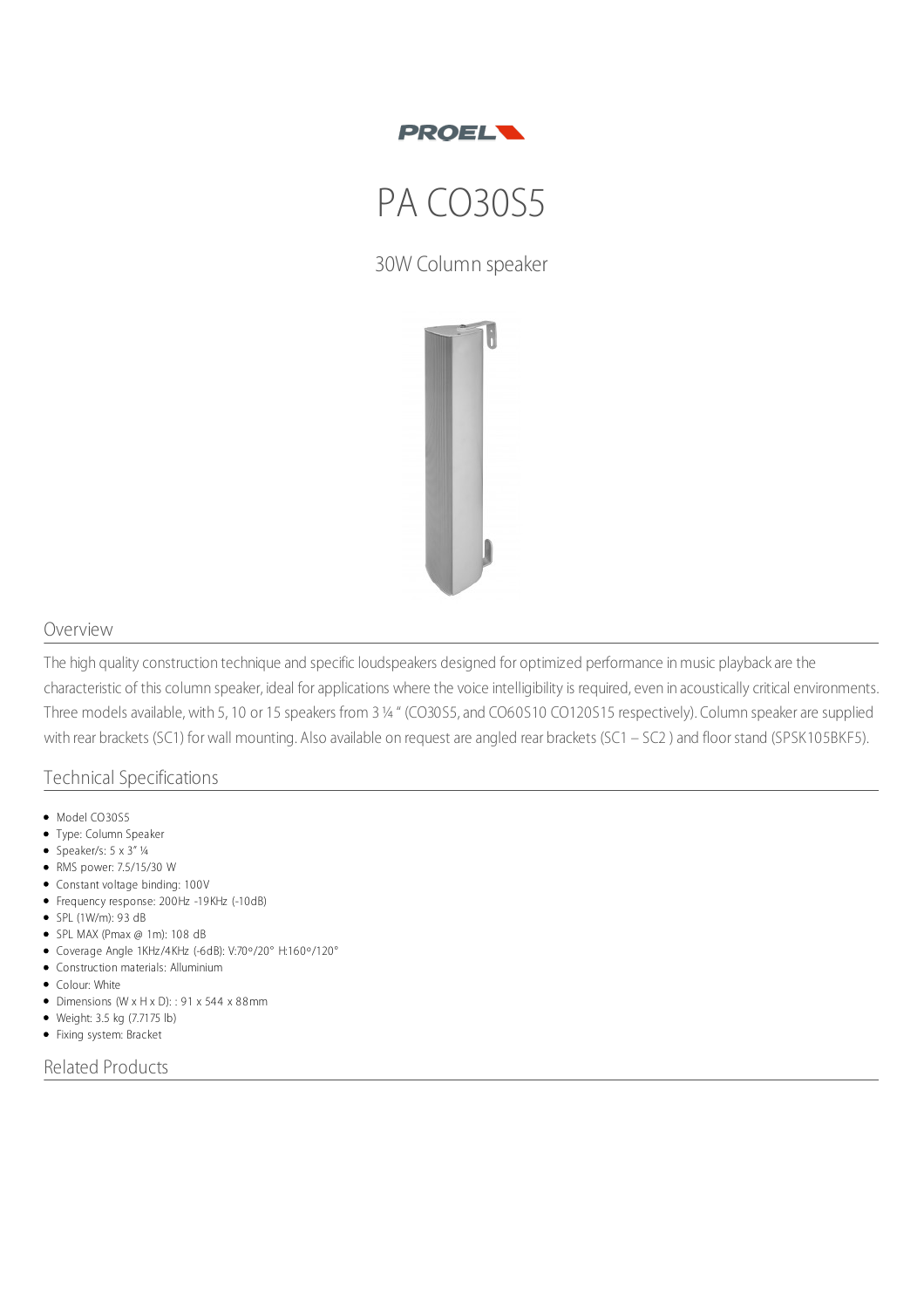PROEL

# PA CO30S5

30W Column speaker

## Overview

The high quality construction technique and specific loudspeakers designed for optimized performance in music playback are the characteristic of this column speaker, ideal for applications where the voice intelligibility is required, even in acoustically critical environments. Three models available, with 5, 10 or 15 speakers from 3 ¼ " (CO30S5, and CO60S10 CO120S15 respectively). Column speaker are supplied with rear brackets (SC1) for wall mounting. Also available on request are angled rear brackets (SC1 – SC2 ) and floor stand (SPSK105BKF5).

## Technical Specifications

- Model CO30S5
- Type: Column Speaker
- Speaker/s: 5 x 3" ¼
- RMS power: 7.5/15/30 W
- Constant voltage binding: 100V
- Frequency response: 200Hz -19KHz (-10dB)
- SPL (1W/m): 93 dB
- SPL MAX (Pmax @ 1m): 108 dB
- Coverage Angle 1KHz/4KHz (-6dB): V:70°/20° H:160°/120°
- Construction materials: Alluminium
- Colour: White
- Dimensions (W x H x D): : 91 x 544 x 88mm
- Weight: 3.5 kg (7.7175 lb)
- Fixing system: Bracket

## Related Products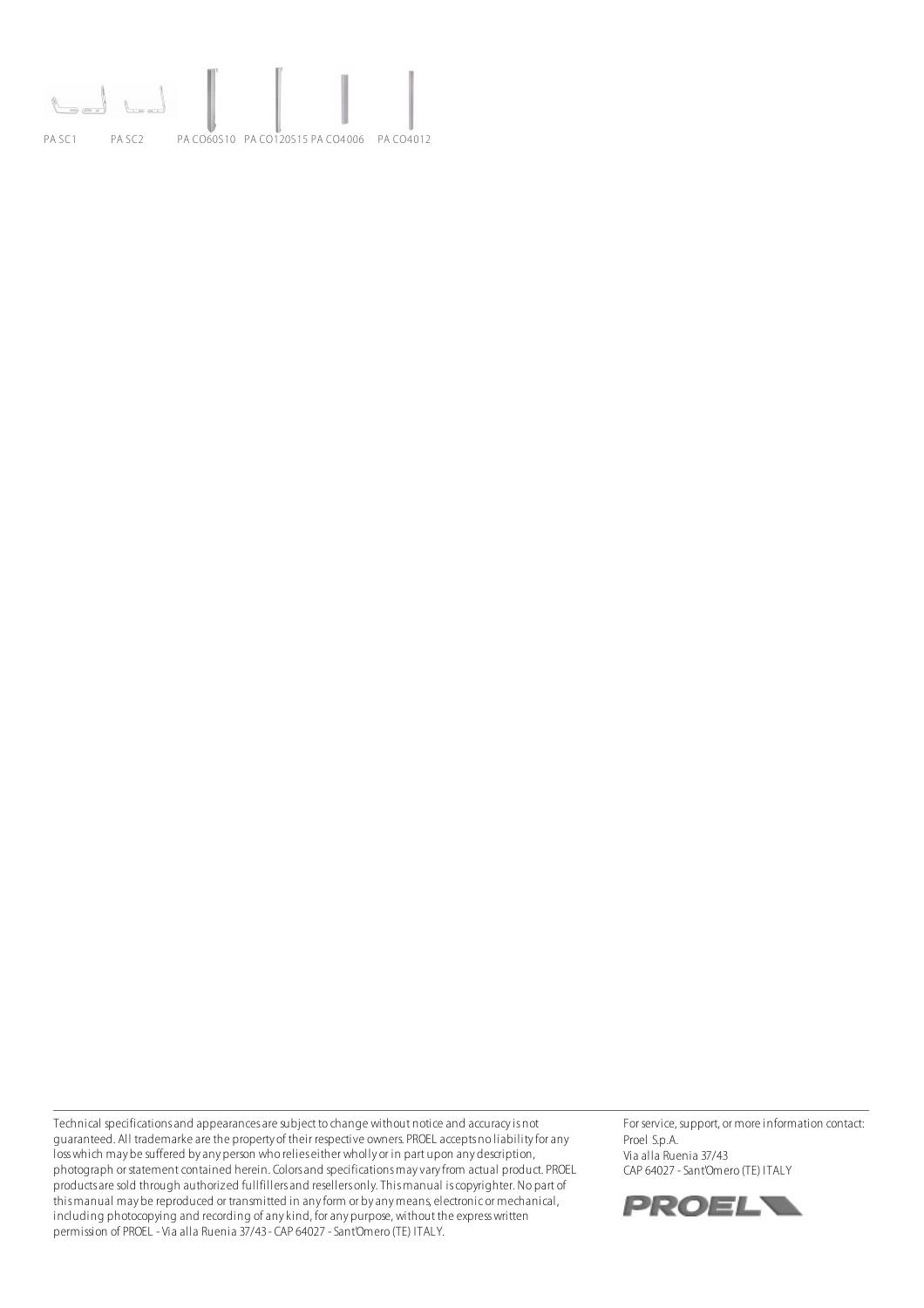PA SC1 PA SC2 PA CO60S10 PA CO120S15 PA CO4006 PA CO4012

Technical specifications and appearances are subject to change without notice and accuracy is not guaranteed. All trademarke are the property of their respective owners. PROEL accepts no liability for any loss which may be suffered by any person who relies either wholly or in part upon any description, photograph or statement contained herein. Colors and specifications may vary from actual product. PROEL products are sold through authorized fullfillers and resellers only. This manual is copyrighter. No part of this manual may be reproduced or transmitted in any form or by any means, electronic or mechanical, including photocopying and recording of any kind, for any purpose, without the express written permission of PROEL - Via alla Ruenia 37/43 - CAP 64027 - Sant'Omero (TE) ITALY.

For service, support, or more information contact:
Proel S.p.A.
Via alla Ruenia 37/43
CAP 64027 - Sant'Omero (TE) ITALY

PROEL